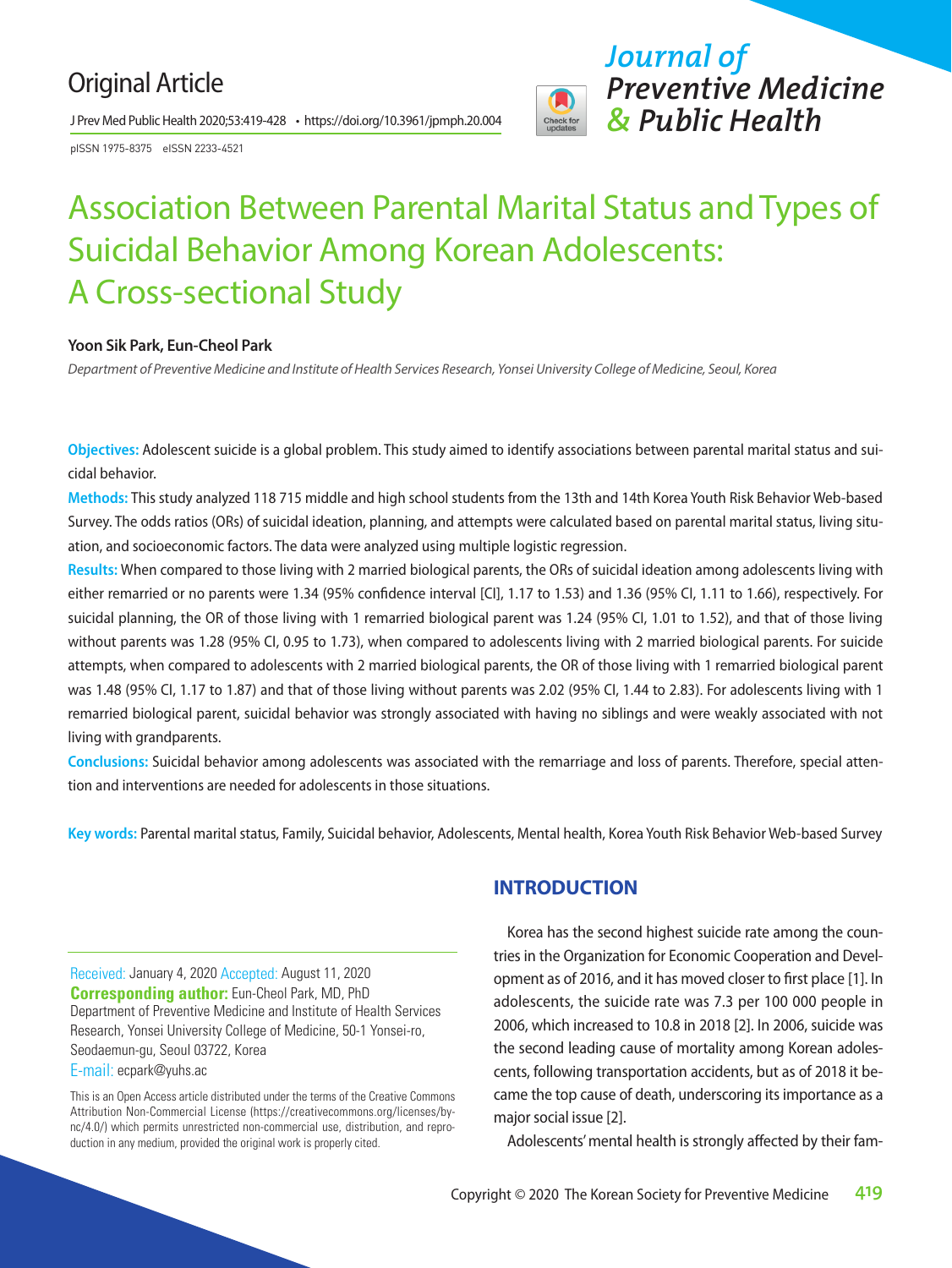Original Article

pISSN 1975-8375 eISSN 2233-4521

# Association Between Parental Marital Status and Types of Suicidal Behavior Among Korean Adolescents: A Cross-sectional Study

**Yoon Sik Park, Eun-Cheol Park**

*Department of Preventive Medicine and Institute of Health Services Research, Yonsei University College of Medicine, Seoul, Korea*

**Objectives:** Adolescent suicide is a global problem. This study aimed to identify associations between parental marital status and suicidal behavior.

**Methods:** This study analyzed 118 715 middle and high school students from the 13th and 14th Korea Youth Risk Behavior Web-based Survey. The odds ratios (ORs) of suicidal ideation, planning, and attempts were calculated based on parental marital status, living situation, and socioeconomic factors. The data were analyzed using multiple logistic regression.

**Results:** When compared to those living with 2 married biological parents, the ORs of suicidal ideation among adolescents living with either remarried or no parents were 1.34 (95% confidence interval [CI], 1.17 to 1.53) and 1.36 (95% CI, 1.11 to 1.66), respectively. For suicidal planning, the OR of those living with 1 remarried biological parent was 1.24 (95% CI, 1.01 to 1.52), and that of those living without parents was 1.28 (95% CI, 0.95 to 1.73), when compared to adolescents living with 2 married biological parents. For suicide attempts, when compared to adolescents with 2 married biological parents, the OR of those living with 1 remarried biological parent was 1.48 (95% CI, 1.17 to 1.87) and that of those living without parents was 2.02 (95% CI, 1.44 to 2.83). For adolescents living with 1 remarried biological parent, suicidal behavior was strongly associated with having no siblings and were weakly associated with not living with grandparents.

**Conclusions:** Suicidal behavior among adolescents was associated with the remarriage and loss of parents. Therefore, special attention and interventions are needed for adolescents in those situations.

**Key words:** Parental marital status, Family, Suicidal behavior, Adolescents, Mental health, Korea Youth Risk Behavior Web-based Survey

Received: January 4, 2020 Accepted: August 11, 2020
**Corresponding author:** Eun-Cheol Park, MD, PhD
Department of Preventive Medicine and Institute of Health Services Research, Yonsei University College of Medicine, 50-1 Yonsei-ro, Seodaemun-gu, Seoul 03722, Korea
E-mail: ecpark@yuhs.ac

This is an Open Access article distributed under the terms of the Creative Commons Attribution Non-Commercial License (https://creativecommons.org/licenses/by-nc/4.0/) which permits unrestricted non-commercial use, distribution, and reproduction in any medium, provided the original work is properly cited.

## INTRODUCTION

Korea has the second highest suicide rate among the countries in the Organization for Economic Cooperation and Development as of 2016, and it has moved closer to first place [1]. In adolescents, the suicide rate was 7.3 per 100 000 people in 2006, which increased to 10.8 in 2018 [2]. In 2006, suicide was the second leading cause of mortality among Korean adolescents, following transportation accidents, but as of 2018 it became the top cause of death, underscoring its importance as a major social issue [2].

Adolescents' mental health is strongly affected by their fam-

Copyright © 2020 The Korean Society for Preventive Medicine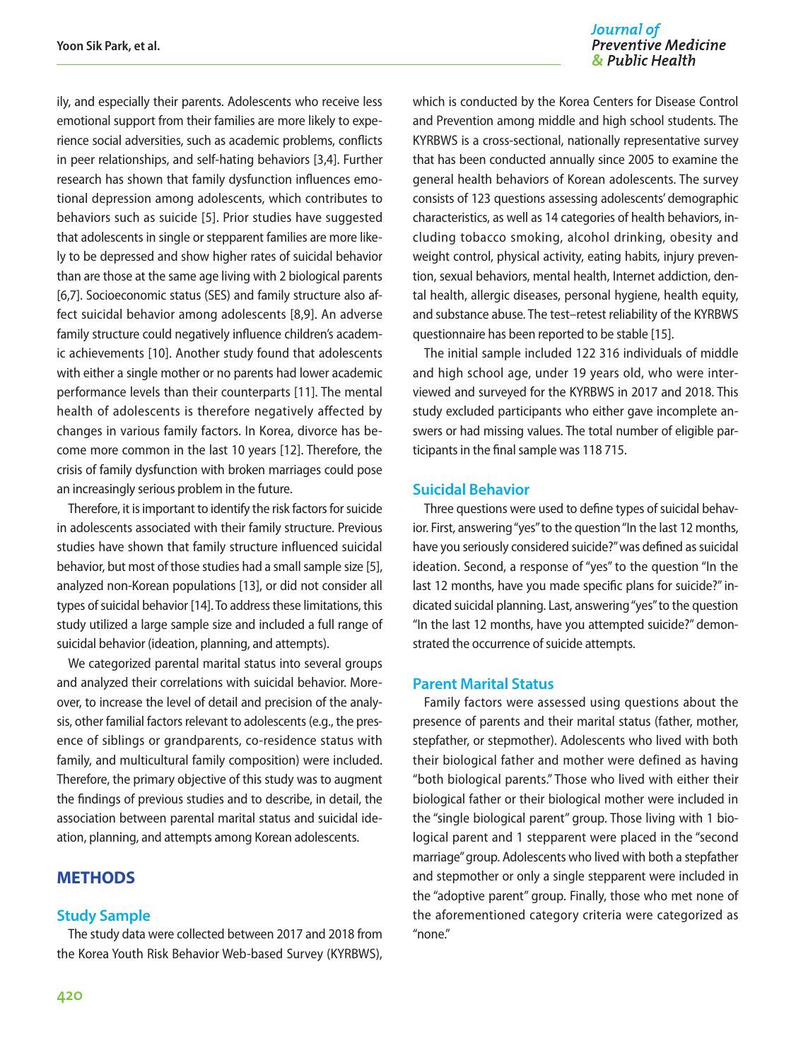ily, and especially their parents. Adolescents who receive less emotional support from their families are more likely to experience social adversities, such as academic problems, conflicts in peer relationships, and self-hating behaviors [3,4]. Further research has shown that family dysfunction influences emotional depression among adolescents, which contributes to behaviors such as suicide [5]. Prior studies have suggested that adolescents in single or stepparent families are more likely to be depressed and show higher rates of suicidal behavior than are those at the same age living with 2 biological parents [6,7]. Socioeconomic status (SES) and family structure also affect suicidal behavior among adolescents [8,9]. An adverse family structure could negatively influence children's academic achievements [10]. Another study found that adolescents with either a single mother or no parents had lower academic performance levels than their counterparts [11]. The mental health of adolescents is therefore negatively affected by changes in various family factors. In Korea, divorce has become more common in the last 10 years [12]. Therefore, the crisis of family dysfunction with broken marriages could pose an increasingly serious problem in the future.

Therefore, it is important to identify the risk factors for suicide in adolescents associated with their family structure. Previous studies have shown that family structure influenced suicidal behavior, but most of those studies had a small sample size [5], analyzed non-Korean populations [13], or did not consider all types of suicidal behavior [14]. To address these limitations, this study utilized a large sample size and included a full range of suicidal behavior (ideation, planning, and attempts).

We categorized parental marital status into several groups and analyzed their correlations with suicidal behavior. Moreover, to increase the level of detail and precision of the analysis, other familial factors relevant to adolescents (e.g., the presence of siblings or grandparents, co-residence status with family, and multicultural family composition) were included. Therefore, the primary objective of this study was to augment the findings of previous studies and to describe, in detail, the association between parental marital status and suicidal ideation, planning, and attempts among Korean adolescents.

## METHODS

### Study Sample

The study data were collected between 2017 and 2018 from the Korea Youth Risk Behavior Web-based Survey (KYRBWS), which is conducted by the Korea Centers for Disease Control and Prevention among middle and high school students. The KYRBWS is a cross-sectional, nationally representative survey that has been conducted annually since 2005 to examine the general health behaviors of Korean adolescents. The survey consists of 123 questions assessing adolescents' demographic characteristics, as well as 14 categories of health behaviors, including tobacco smoking, alcohol drinking, obesity and weight control, physical activity, eating habits, injury prevention, sexual behaviors, mental health, Internet addiction, dental health, allergic diseases, personal hygiene, health equity, and substance abuse. The test–retest reliability of the KYRBWS questionnaire has been reported to be stable [15].

The initial sample included 122 316 individuals of middle and high school age, under 19 years old, who were interviewed and surveyed for the KYRBWS in 2017 and 2018. This study excluded participants who either gave incomplete answers or had missing values. The total number of eligible participants in the final sample was 118 715.

### Suicidal Behavior

Three questions were used to define types of suicidal behavior. First, answering "yes" to the question "In the last 12 months, have you seriously considered suicide?" was defined as suicidal ideation. Second, a response of "yes" to the question "In the last 12 months, have you made specific plans for suicide?" indicated suicidal planning. Last, answering "yes" to the question "In the last 12 months, have you attempted suicide?" demonstrated the occurrence of suicide attempts.

### Parent Marital Status

Family factors were assessed using questions about the presence of parents and their marital status (father, mother, stepfather, or stepmother). Adolescents who lived with both their biological father and mother were defined as having "both biological parents." Those who lived with either their biological father or their biological mother were included in the "single biological parent" group. Those living with 1 biological parent and 1 stepparent were placed in the "second marriage" group. Adolescents who lived with both a stepfather and stepmother or only a single stepparent were included in the "adoptive parent" group. Finally, those who met none of the aforementioned category criteria were categorized as "none."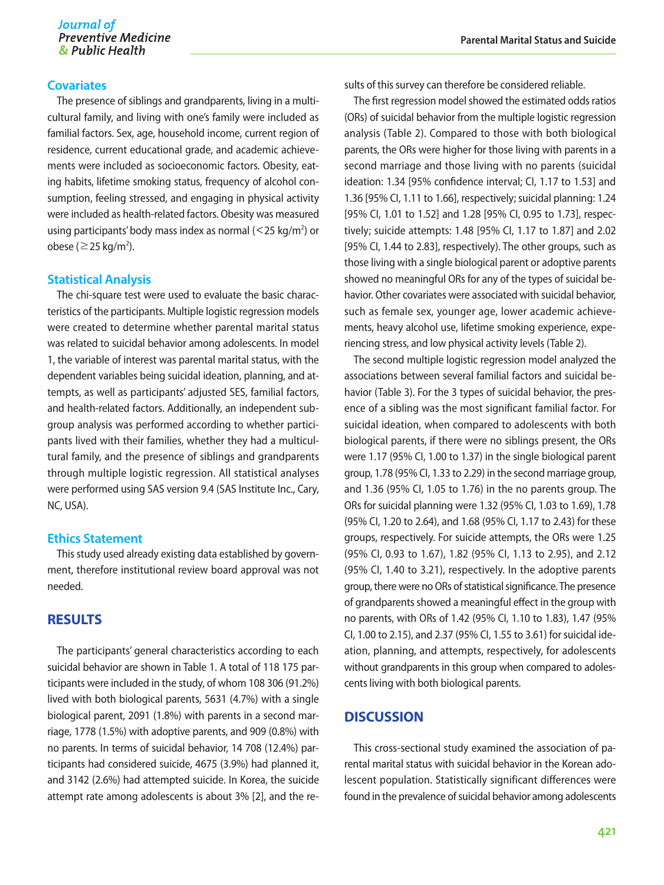## Covariates

The presence of siblings and grandparents, living in a multicultural family, and living with one's family were included as familial factors. Sex, age, household income, current region of residence, current educational grade, and academic achievements were included as socioeconomic factors. Obesity, eating habits, lifetime smoking status, frequency of alcohol consumption, feeling stressed, and engaging in physical activity were included as health-related factors. Obesity was measured using participants' body mass index as normal (<25 kg/m$^2$) or obese (≥25 kg/m$^2$).

## Statistical Analysis

The chi-square test were used to evaluate the basic characteristics of the participants. Multiple logistic regression models were created to determine whether parental marital status was related to suicidal behavior among adolescents. In model 1, the variable of interest was parental marital status, with the dependent variables being suicidal ideation, planning, and attempts, as well as participants' adjusted SES, familial factors, and health-related factors. Additionally, an independent subgroup analysis was performed according to whether participants lived with their families, whether they had a multicultural family, and the presence of siblings and grandparents through multiple logistic regression. All statistical analyses were performed using SAS version 9.4 (SAS Institute Inc., Cary, NC, USA).

## Ethics Statement

This study used already existing data established by government, therefore institutional review board approval was not needed.

# RESULTS

The participants' general characteristics according to each suicidal behavior are shown in Table 1. A total of 118 175 participants were included in the study, of whom 108 306 (91.2%) lived with both biological parents, 5631 (4.7%) with a single biological parent, 2091 (1.8%) with parents in a second marriage, 1778 (1.5%) with adoptive parents, and 909 (0.8%) with no parents. In terms of suicidal behavior, 14 708 (12.4%) participants had considered suicide, 4675 (3.9%) had planned it, and 3142 (2.6%) had attempted suicide. In Korea, the suicide attempt rate among adolescents is about 3% [2], and the results of this survey can therefore be considered reliable.

The first regression model showed the estimated odds ratios (ORs) of suicidal behavior from the multiple logistic regression analysis (Table 2). Compared to those with both biological parents, the ORs were higher for those living with parents in a second marriage and those living with no parents (suicidal ideation: 1.34 [95% confidence interval; CI, 1.17 to 1.53] and 1.36 [95% CI, 1.11 to 1.66], respectively; suicidal planning: 1.24 [95% CI, 1.01 to 1.52] and 1.28 [95% CI, 0.95 to 1.73], respectively; suicide attempts: 1.48 [95% CI, 1.17 to 1.87] and 2.02 [95% CI, 1.44 to 2.83], respectively). The other groups, such as those living with a single biological parent or adoptive parents showed no meaningful ORs for any of the types of suicidal behavior. Other covariates were associated with suicidal behavior, such as female sex, younger age, lower academic achievements, heavy alcohol use, lifetime smoking experience, experiencing stress, and low physical activity levels (Table 2).

The second multiple logistic regression model analyzed the associations between several familial factors and suicidal behavior (Table 3). For the 3 types of suicidal behavior, the presence of a sibling was the most significant familial factor. For suicidal ideation, when compared to adolescents with both biological parents, if there were no siblings present, the ORs were 1.17 (95% CI, 1.00 to 1.37) in the single biological parent group, 1.78 (95% CI, 1.33 to 2.29) in the second marriage group, and 1.36 (95% CI, 1.05 to 1.76) in the no parents group. The ORs for suicidal planning were 1.32 (95% CI, 1.03 to 1.69), 1.78 (95% CI, 1.20 to 2.64), and 1.68 (95% CI, 1.17 to 2.43) for these groups, respectively. For suicide attempts, the ORs were 1.25 (95% CI, 0.93 to 1.67), 1.82 (95% CI, 1.13 to 2.95), and 2.12 (95% CI, 1.40 to 3.21), respectively. In the adoptive parents group, there were no ORs of statistical significance. The presence of grandparents showed a meaningful effect in the group with no parents, with ORs of 1.42 (95% CI, 1.10 to 1.83), 1.47 (95% CI, 1.00 to 2.15), and 2.37 (95% CI, 1.55 to 3.61) for suicidal ideation, planning, and attempts, respectively, for adolescents without grandparents in this group when compared to adolescents living with both biological parents.

# DISCUSSION

This cross-sectional study examined the association of parental marital status with suicidal behavior in the Korean adolescent population. Statistically significant differences were found in the prevalence of suicidal behavior among adolescents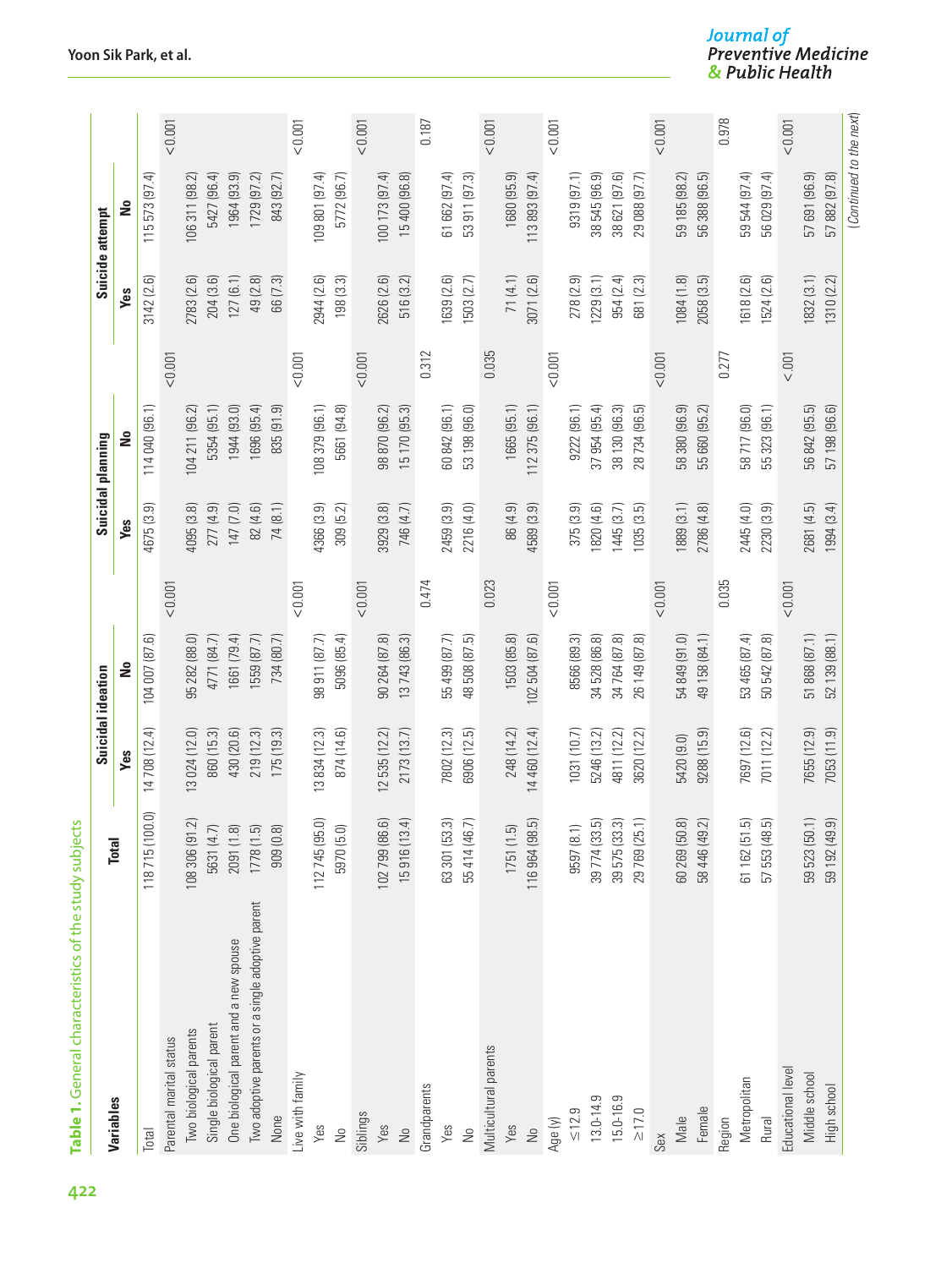**Table 1.** General characteristics of the study subjects

| Variables | Total | Suicidal ideation | | | Suicidal planning | | | Suicide attempt | | |
|---|---|---|---|---|---|---|---|---|---|---|
| | | Yes | No | | Yes | No | | Yes | No | |
| Total | 118 715 (100.0) | 14 708 (12.4) | 104 007 (87.6) | | 4675 (3.9) | 114 040 (96.1) | | 3142 (2.6) | 115 573 (97.4) | |
| Parental marital status | | | | <0.001 | | | <0.001 | | | <0.001 |
| Two biological parents | 108 306 (91.2) | 13 024 (12.0) | 95 282 (88.0) | | 4095 (3.8) | 104 211 (96.2) | | 2783 (2.6) | 106 311 (98.2) | |
| Single biological parent | 5631 (4.7) | 860 (15.3) | 4771 (84.7) | | 277 (4.9) | 5354 (95.1) | | 204 (3.6) | 5427 (96.4) | |
| One biological parent and a new spouse | 2091 (1.8) | 430 (20.6) | 1661 (79.4) | | 147 (7.0) | 1944 (93.0) | | 127 (6.1) | 1964 (93.9) | |
| Two adoptive parents or a single adoptive parent | 1778 (1.5) | 219 (12.3) | 1559 (87.7) | | 82 (4.6) | 1696 (95.4) | | 49 (2.8) | 1729 (97.2) | |
| None | 909 (0.8) | 175 (19.3) | 734 (80.7) | | 74 (8.1) | 835 (91.9) | | 66 (7.3) | 843 (92.7) | |
| Live with family | | | | <0.001 | | | <0.001 | | | <0.001 |
| Yes | 112 745 (95.0) | 13 834 (12.3) | 98 911 (87.7) | | 4366 (3.9) | 108 379 (96.1) | | 2944 (2.6) | 109 801 (97.4) | |
| No | 5970 (5.0) | 874 (14.6) | 5096 (85.4) | | 309 (5.2) | 5661 (94.8) | | 198 (3.3) | 5772 (96.7) | |
| Siblings | | | | <0.001 | | | <0.001 | | | <0.001 |
| Yes | 102 799 (86.6) | 12 535 (12.2) | 90 264 (87.8) | | 3929 (3.8) | 98 870 (96.2) | | 2626 (2.6) | 100 173 (97.4) | |
| No | 15 916 (13.4) | 2173 (13.7) | 13 743 (86.3) | | 746 (4.7) | 15 170 (95.3) | | 516 (3.2) | 15 400 (96.8) | |
| Grandparents | | | | 0.474 | | | 0.312 | | | 0.187 |
| Yes | 63 301 (53.3) | 7802 (12.3) | 55 499 (87.7) | | 2459 (3.9) | 60 842 (96.1) | | 1639 (2.6) | 61 662 (97.4) | |
| No | 55 414 (46.7) | 6906 (12.5) | 48 508 (87.5) | | 2216 (4.0) | 53 198 (96.0) | | 1503 (2.7) | 53 911 (97.3) | |
| Multicultural parents | | | | 0.023 | | | 0.035 | | | <0.001 |
| Yes | 1751 (1.5) | 248 (14.2) | 1503 (85.8) | | 86 (4.9) | 1665 (95.1) | | 71 (4.1) | 1680 (95.9) | |
| No | 116 964 (98.5) | 14 460 (12.4) | 102 504 (87.6) | | 4589 (3.9) | 112 375 (96.1) | | 3071 (2.6) | 113 893 (97.4) | |
| Age (y) | | | | <0.001 | | | <0.001 | | | <0.001 |
| ≤12.9 | 9597 (8.1) | 1031 (10.7) | 8566 (89.3) | | 375 (3.9) | 9222 (96.1) | | 278 (2.9) | 9319 (97.1) | |
| 13.0-14.9 | 39 774 (33.5) | 5246 (13.2) | 34 528 (86.8) | | 1820 (4.6) | 37 954 (95.4) | | 1229 (3.1) | 38 545 (96.9) | |
| 15.0-16.9 | 39 575 (33.3) | 4811 (12.2) | 34 764 (87.8) | | 1445 (3.7) | 38 130 (96.3) | | 954 (2.4) | 38 621 (97.6) | |
| ≥17.0 | 29 769 (25.1) | 3620 (12.2) | 26 149 (87.8) | | 1035 (3.5) | 28 734 (96.5) | | 681 (2.3) | 29 088 (97.7) | |
| Sex | | | | <0.001 | | | <0.001 | | | <0.001 |
| Male | 60 269 (50.8) | 5420 (9.0) | 54 849 (91.0) | | 1889 (3.1) | 58 380 (96.9) | | 1084 (1.8) | 59 185 (98.2) | |
| Female | 58 446 (49.2) | 9288 (15.9) | 49 158 (84.1) | | 2786 (4.8) | 55 660 (95.2) | | 2058 (3.5) | 56 388 (96.5) | |
| Region | | | | 0.035 | | | 0.277 | | | 0.978 |
| Metropolitan | 61 162 (51.5) | 7697 (12.6) | 53 465 (87.4) | | 2445 (4.0) | 58 717 (96.0) | | 1618 (2.6) | 59 544 (97.4) | |
| Rural | 57 553 (48.5) | 7011 (12.2) | 50 542 (87.8) | | 2230 (3.9) | 55 323 (96.1) | | 1524 (2.6) | 56 029 (97.4) | |
| Educational level | | | | <0.001 | | | <.001 | | | <0.001 |
| Middle school | 59 523 (50.1) | 7655 (12.9) | 51 868 (87.1) | | 2681 (4.5) | 56 842 (95.5) | | 1832 (3.1) | 57 691 (96.9) | |
| High school | 59 192 (49.9) | 7053 (11.9) | 52 139 (88.1) | | 1994 (3.4) | 57 198 (96.6) | | 1310 (2.2) | 57 882 (97.8) | |

(Continued to the next)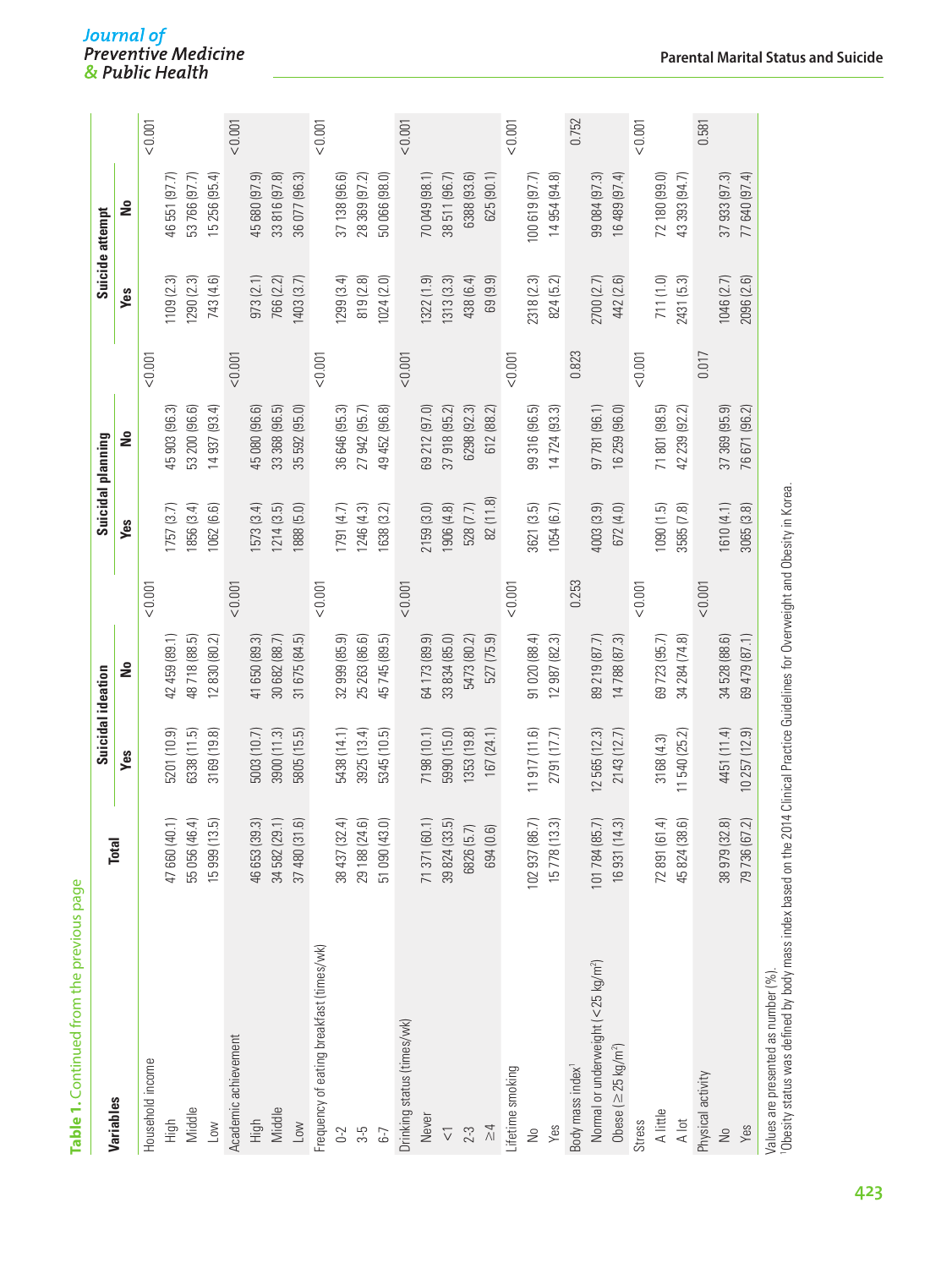**Table 1.** Continued from the previous page

| Variables | Total | Suicidal ideation | | | Suicidal planning | | | Suicide attempt | | |
|---|---|---|---|---|---|---|---|---|---|---|
| | | Yes | No | | Yes | No | | Yes | No | |
| Household income | | | | <0.001 | | | <0.001 | | | <0.001 |
| High | 47 660 (40.1) | 5201 (10.9) | 42 459 (89.1) | | 1757 (3.7) | 45 903 (96.3) | | 1109 (2.3) | 46 551 (97.7) | |
| Middle | 55 056 (46.4) | 6338 (11.5) | 48 718 (88.5) | | 1856 (3.4) | 53 200 (96.6) | | 1290 (2.3) | 53 766 (97.7) | |
| Low | 15 999 (13.5) | 3169 (19.8) | 12 830 (80.2) | | 1062 (6.6) | 14 937 (93.4) | | 743 (4.6) | 15 256 (95.4) | |
| Academic achievement | | | | <0.001 | | | <0.001 | | | <0.001 |
| High | 46 653 (39.3) | 5003 (10.7) | 41 650 (89.3) | | 1573 (3.4) | 45 080 (96.6) | | 973 (2.1) | 45 680 (97.9) | |
| Middle | 34 582 (29.1) | 3900 (11.3) | 30 682 (88.7) | | 1214 (3.5) | 33 368 (96.5) | | 766 (2.2) | 33 816 (97.8) | |
| Low | 37 480 (31.6) | 5805 (15.5) | 31 675 (84.5) | | 1888 (5.0) | 35 592 (95.0) | | 1403 (3.7) | 36 077 (96.3) | |
| Frequency of eating breakfast (times/wk) | | | | <0.001 | | | <0.001 | | | <0.001 |
| 0-2 | 38 437 (32.4) | 5438 (14.1) | 32 999 (85.9) | | 1791 (4.7) | 36 646 (95.3) | | 1299 (3.4) | 37 138 (96.6) | |
| 3-5 | 29 188 (24.6) | 3925 (13.4) | 25 263 (86.6) | | 1246 (4.3) | 27 942 (95.7) | | 819 (2.8) | 28 369 (97.2) | |
| 6-7 | 51 090 (43.0) | 5345 (10.5) | 45 745 (89.5) | | 1638 (3.2) | 49 452 (96.8) | | 1024 (2.0) | 50 066 (98.0) | |
| Drinking status (times/wk) | | | | <0.001 | | | <0.001 | | | <0.001 |
| Never | 71 371 (60.1) | 7198 (10.1) | 64 173 (89.9) | | 2159 (3.0) | 69 212 (97.0) | | 1322 (1.9) | 70 049 (98.1) | |
| <1 | 39 824 (33.5) | 5990 (15.0) | 33 834 (85.0) | | 1906 (4.8) | 37 918 (95.2) | | 1313 (3.3) | 38 511 (96.7) | |
| 2-3 | 6826 (5.7) | 1353 (19.8) | 5473 (80.2) | | 528 (7.7) | 6298 (92.3) | | 438 (6.4) | 6388 (93.6) | |
| ≥4 | 694 (0.6) | 167 (24.1) | 527 (75.9) | | 82 (11.8) | 612 (88.2) | | 69 (9.9) | 625 (90.1) | |
| Lifetime smoking | | | | <0.001 | | | <0.001 | | | <0.001 |
| No | 102 937 (86.7) | 11 917 (11.6) | 91 020 (88.4) | | 3621 (3.5) | 99 316 (96.5) | | 2318 (2.3) | 100 619 (97.7) | |
| Yes | 15 778 (13.3) | 2791 (17.7) | 12 987 (82.3) | | 1054 (6.7) | 14 724 (93.3) | | 824 (5.2) | 14 954 (94.8) | |
| Body mass index[1] | | | | 0.253 | | | 0.823 | | | 0.752 |
| Normal or underweight (<25 kg/m²) | 101 784 (85.7) | 12 565 (12.3) | 89 219 (87.7) | | 4003 (3.9) | 97 781 (96.1) | | 2700 (2.7) | 99 084 (97.3) | |
| Obese (≥25 kg/m²) | 16 931 (14.3) | 2143 (12.7) | 14 788 (87.3) | | 672 (4.0) | 16 259 (96.0) | | 442 (2.6) | 16 489 (97.4) | |
| Stress | | | | <0.001 | | | <0.001 | | | <0.001 |
| A little | 72 891 (61.4) | 3168 (4.3) | 69 723 (95.7) | | 1090 (1.5) | 71 801 (98.5) | | 711 (1.0) | 72 180 (99.0) | |
| A lot | 45 824 (38.6) | 11 540 (25.2) | 34 284 (74.8) | | 3585 (7.8) | 42 239 (92.2) | | 2431 (5.3) | 43 393 (94.7) | |
| Physical activity | | | | <0.001 | | | 0.017 | | | 0.581 |
| No | 38 979 (32.8) | 4451 (11.4) | 34 528 (88.6) | | 1610 (4.1) | 37 369 (95.9) | | 1046 (2.7) | 37 933 (97.3) | |
| Yes | 79 736 (67.2) | 10 257 (12.9) | 69 479 (87.1) | | 3065 (3.8) | 76 671 (96.2) | | 2096 (2.6) | 77 640 (97.4) | |

Values are presented as number (%).
[1]Obesity status was defined by body mass index based on the 2014 Clinical Practice Guidelines for Overweight and Obesity in Korea.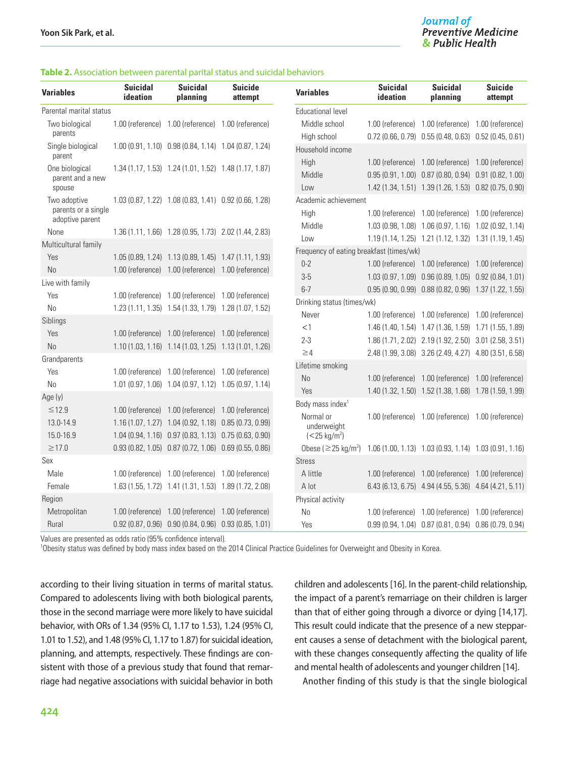**Table 2.** Association between parental parital status and suicidal behaviors

| Variables | Suicidal ideation | Suicidal planning | Suicide attempt |
|---|---|---|---|
| Parental marital status | | | |
| Two biological parents | 1.00 (reference) | 1.00 (reference) | 1.00 (reference) |
| Single biological parent | 1.00 (0.91, 1.10) | 0.98 (0.84, 1.14) | 1.04 (0.87, 1.24) |
| One biological parent and a new spouse | 1.34 (1.17, 1.53) | 1.24 (1.01, 1.52) | 1.48 (1.17, 1.87) |
| Two adoptive parents or a single adoptive parent | 1.03 (0.87, 1.22) | 1.08 (0.83, 1.41) | 0.92 (0.66, 1.28) |
| None | 1.36 (1.11, 1.66) | 1.28 (0.95, 1.73) | 2.02 (1.44, 2.83) |
| Multicultural family | | | |
| Yes | 1.05 (0.89, 1.24) | 1.13 (0.89, 1.45) | 1.47 (1.11, 1.93) |
| No | 1.00 (reference) | 1.00 (reference) | 1.00 (reference) |
| Live with family | | | |
| Yes | 1.00 (reference) | 1.00 (reference) | 1.00 (reference) |
| No | 1.23 (1.11, 1.35) | 1.54 (1.33, 1.79) | 1.28 (1.07, 1.52) |
| Siblings | | | |
| Yes | 1.00 (reference) | 1.00 (reference) | 1.00 (reference) |
| No | 1.10 (1.03, 1.16) | 1.14 (1.03, 1.25) | 1.13 (1.01, 1.26) |
| Grandparents | | | |
| Yes | 1.00 (reference) | 1.00 (reference) | 1.00 (reference) |
| No | 1.01 (0.97, 1.06) | 1.04 (0.97, 1.12) | 1.05 (0.97, 1.14) |
| Age (y) | | | |
| ≤12.9 | 1.00 (reference) | 1.00 (reference) | 1.00 (reference) |
| 13.0-14.9 | 1.16 (1.07, 1.27) | 1.04 (0.92, 1.18) | 0.85 (0.73, 0.99) |
| 15.0-16.9 | 1.04 (0.94, 1.16) | 0.97 (0.83, 1.13) | 0.75 (0.63, 0.90) |
| ≥17.0 | 0.93 (0.82, 1.05) | 0.87 (0.72, 1.06) | 0.69 (0.55, 0.86) |
| Sex | | | |
| Male | 1.00 (reference) | 1.00 (reference) | 1.00 (reference) |
| Female | 1.63 (1.55, 1.72) | 1.41 (1.31, 1.53) | 1.89 (1.72, 2.08) |
| Region | | | |
| Metropolitan | 1.00 (reference) | 1.00 (reference) | 1.00 (reference) |
| Rural | 0.92 (0.87, 0.96) | 0.90 (0.84, 0.96) | 0.93 (0.85, 1.01) |
| Educational level | | | |
| Middle school | 1.00 (reference) | 1.00 (reference) | 1.00 (reference) |
| High school | 0.72 (0.66, 0.79) | 0.55 (0.48, 0.63) | 0.52 (0.45, 0.61) |
| Household income | | | |
| High | 1.00 (reference) | 1.00 (reference) | 1.00 (reference) |
| Middle | 0.95 (0.91, 1.00) | 0.87 (0.80, 0.94) | 0.91 (0.82, 1.00) |
| Low | 1.42 (1.34, 1.51) | 1.39 (1.26, 1.53) | 0.82 (0.75, 0.90) |
| Academic achievement | | | |
| High | 1.00 (reference) | 1.00 (reference) | 1.00 (reference) |
| Middle | 1.03 (0.98, 1.08) | 1.06 (0.97, 1.16) | 1.02 (0.92, 1.14) |
| Low | 1.19 (1.14, 1.25) | 1.21 (1.12, 1.32) | 1.31 (1.19, 1.45) |
| Frequency of eating breakfast (times/wk) | | | |
| 0-2 | 1.00 (reference) | 1.00 (reference) | 1.00 (reference) |
| 3-5 | 1.03 (0.97, 1.09) | 0.96 (0.89, 1.05) | 0.92 (0.84, 1.01) |
| 6-7 | 0.95 (0.90, 0.99) | 0.88 (0.82, 0.96) | 1.37 (1.22, 1.55) |
| Drinking status (times/wk) | | | |
| Never | 1.00 (reference) | 1.00 (reference) | 1.00 (reference) |
| <1 | 1.46 (1.40, 1.54) | 1.47 (1.36, 1.59) | 1.71 (1.55, 1.89) |
| 2-3 | 1.86 (1.71, 2.02) | 2.19 (1.92, 2.50) | 3.01 (2.58, 3.51) |
| ≥4 | 2.48 (1.99, 3.08) | 3.26 (2.49, 4.27) | 4.80 (3.51, 6.58) |
| Lifetime smoking | | | |
| No | 1.00 (reference) | 1.00 (reference) | 1.00 (reference) |
| Yes | 1.40 (1.32, 1.50) | 1.52 (1.38, 1.68) | 1.78 (1.59, 1.99) |
| Body mass index[1] | | | |
| Normal or underweight (<25 kg/m$^2$) | 1.00 (reference) | 1.00 (reference) | 1.00 (reference) |
| Obese (≥25 kg/m$^2$) | 1.06 (1.00, 1.13) | 1.03 (0.93, 1.14) | 1.03 (0.91, 1.16) |
| Stress | | | |
| A little | 1.00 (reference) | 1.00 (reference) | 1.00 (reference) |
| A lot | 6.43 (6.13, 6.75) | 4.94 (4.55, 5.36) | 4.64 (4.21, 5.11) |
| Physical activity | | | |
| No | 1.00 (reference) | 1.00 (reference) | 1.00 (reference) |
| Yes | 0.99 (0.94, 1.04) | 0.87 (0.81, 0.94) | 0.86 (0.79, 0.94) |

Values are presented as odds ratio (95% confidence interval).
[1]Obesity status was defined by body mass index based on the 2014 Clinical Practice Guidelines for Overweight and Obesity in Korea.

according to their living situation in terms of marital status. Compared to adolescents living with both biological parents, those in the second marriage were more likely to have suicidal behavior, with ORs of 1.34 (95% CI, 1.17 to 1.53), 1.24 (95% CI, 1.01 to 1.52), and 1.48 (95% CI, 1.17 to 1.87) for suicidal ideation, planning, and attempts, respectively. These findings are consistent with those of a previous study that found that remarriage had negative associations with suicidal behavior in both children and adolescents [16]. In the parent-child relationship, the impact of a parent's remarriage on their children is larger than that of either going through a divorce or dying [14,17]. This result could indicate that the presence of a new stepparent causes a sense of detachment with the biological parent, with these changes consequently affecting the quality of life and mental health of adolescents and younger children [14].

Another finding of this study is that the single biological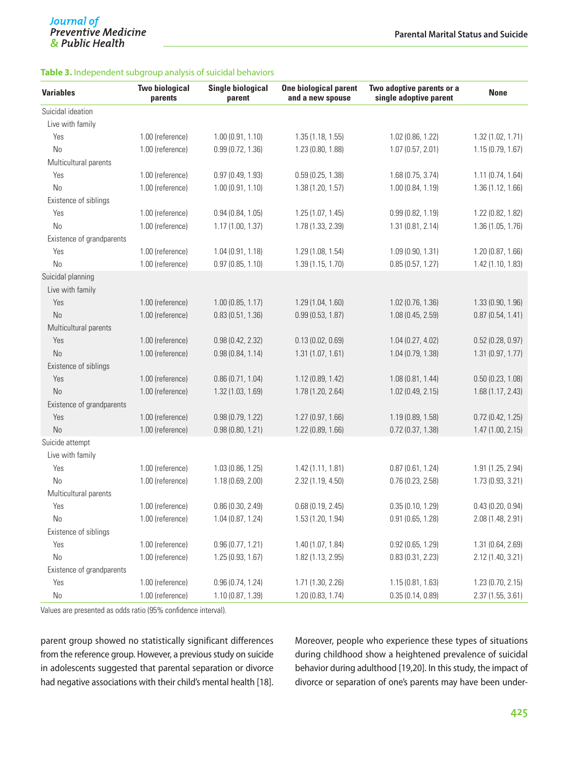**Table 3.** Independent subgroup analysis of suicidal behaviors

| Variables | Two biological parents | Single biological parent | One biological parent and a new spouse | Two adoptive parents or a single adoptive parent | None |
|---|---|---|---|---|---|
| Suicidal ideation | | | | | |
| Live with family | | | | | |
| Yes | 1.00 (reference) | 1.00 (0.91, 1.10) | 1.35 (1.18, 1.55) | 1.02 (0.86, 1.22) | 1.32 (1.02, 1.71) |
| No | 1.00 (reference) | 0.99 (0.72, 1.36) | 1.23 (0.80, 1.88) | 1.07 (0.57, 2.01) | 1.15 (0.79, 1.67) |
| Multicultural parents | | | | | |
| Yes | 1.00 (reference) | 0.97 (0.49, 1.93) | 0.59 (0.25, 1.38) | 1.68 (0.75, 3.74) | 1.11 (0.74, 1.64) |
| No | 1.00 (reference) | 1.00 (0.91, 1.10) | 1.38 (1.20, 1.57) | 1.00 (0.84, 1.19) | 1.36 (1.12, 1.66) |
| Existence of siblings | | | | | |
| Yes | 1.00 (reference) | 0.94 (0.84, 1.05) | 1.25 (1.07, 1.45) | 0.99 (0.82, 1.19) | 1.22 (0.82, 1.82) |
| No | 1.00 (reference) | 1.17 (1.00, 1.37) | 1.78 (1.33, 2.39) | 1.31 (0.81, 2.14) | 1.36 (1.05, 1.76) |
| Existence of grandparents | | | | | |
| Yes | 1.00 (reference) | 1.04 (0.91, 1.18) | 1.29 (1.08, 1.54) | 1.09 (0.90, 1.31) | 1.20 (0.87, 1.66) |
| No | 1.00 (reference) | 0.97 (0.85, 1.10) | 1.39 (1.15, 1.70) | 0.85 (0.57, 1.27) | 1.42 (1.10, 1.83) |
| Suicidal planning | | | | | |
| Live with family | | | | | |
| Yes | 1.00 (reference) | 1.00 (0.85, 1.17) | 1.29 (1.04, 1.60) | 1.02 (0.76, 1.36) | 1.33 (0.90, 1.96) |
| No | 1.00 (reference) | 0.83 (0.51, 1.36) | 0.99 (0.53, 1.87) | 1.08 (0.45, 2.59) | 0.87 (0.54, 1.41) |
| Multicultural parents | | | | | |
| Yes | 1.00 (reference) | 0.98 (0.42, 2.32) | 0.13 (0.02, 0.69) | 1.04 (0.27, 4.02) | 0.52 (0.28, 0.97) |
| No | 1.00 (reference) | 0.98 (0.84, 1.14) | 1.31 (1.07, 1.61) | 1.04 (0.79, 1.38) | 1.31 (0.97, 1.77) |
| Existence of siblings | | | | | |
| Yes | 1.00 (reference) | 0.86 (0.71, 1.04) | 1.12 (0.89, 1.42) | 1.08 (0.81, 1.44) | 0.50 (0.23, 1.08) |
| No | 1.00 (reference) | 1.32 (1.03, 1.69) | 1.78 (1.20, 2.64) | 1.02 (0.49, 2.15) | 1.68 (1.17, 2.43) |
| Existence of grandparents | | | | | |
| Yes | 1.00 (reference) | 0.98 (0.79, 1.22) | 1.27 (0.97, 1.66) | 1.19 (0.89, 1.58) | 0.72 (0.42, 1.25) |
| No | 1.00 (reference) | 0.98 (0.80, 1.21) | 1.22 (0.89, 1.66) | 0.72 (0.37, 1.38) | 1.47 (1.00, 2.15) |
| Suicide attempt | | | | | |
| Live with family | | | | | |
| Yes | 1.00 (reference) | 1.03 (0.86, 1.25) | 1.42 (1.11, 1.81) | 0.87 (0.61, 1.24) | 1.91 (1.25, 2.94) |
| No | 1.00 (reference) | 1.18 (0.69, 2.00) | 2.32 (1.19, 4.50) | 0.76 (0.23, 2.58) | 1.73 (0.93, 3.21) |
| Multicultural parents | | | | | |
| Yes | 1.00 (reference) | 0.86 (0.30, 2.49) | 0.68 (0.19, 2.45) | 0.35 (0.10, 1.29) | 0.43 (0.20, 0.94) |
| No | 1.00 (reference) | 1.04 (0.87, 1.24) | 1.53 (1.20, 1.94) | 0.91 (0.65, 1.28) | 2.08 (1.48, 2.91) |
| Existence of siblings | | | | | |
| Yes | 1.00 (reference) | 0.96 (0.77, 1.21) | 1.40 (1.07, 1.84) | 0.92 (0.65, 1.29) | 1.31 (0.64, 2.69) |
| No | 1.00 (reference) | 1.25 (0.93, 1.67) | 1.82 (1.13, 2.95) | 0.83 (0.31, 2.23) | 2.12 (1.40, 3.21) |
| Existence of grandparents | | | | | |
| Yes | 1.00 (reference) | 0.96 (0.74, 1.24) | 1.71 (1.30, 2.26) | 1.15 (0.81, 1.63) | 1.23 (0.70, 2.15) |
| No | 1.00 (reference) | 1.10 (0.87, 1.39) | 1.20 (0.83, 1.74) | 0.35 (0.14, 0.89) | 2.37 (1.55, 3.61) |

Values are presented as odds ratio (95% confidence interval).

parent group showed no statistically significant differences from the reference group. However, a previous study on suicide in adolescents suggested that parental separation or divorce had negative associations with their child's mental health [18]. Moreover, people who experience these types of situations during childhood show a heightened prevalence of suicidal behavior during adulthood [19,20]. In this study, the impact of divorce or separation of one's parents may have been under-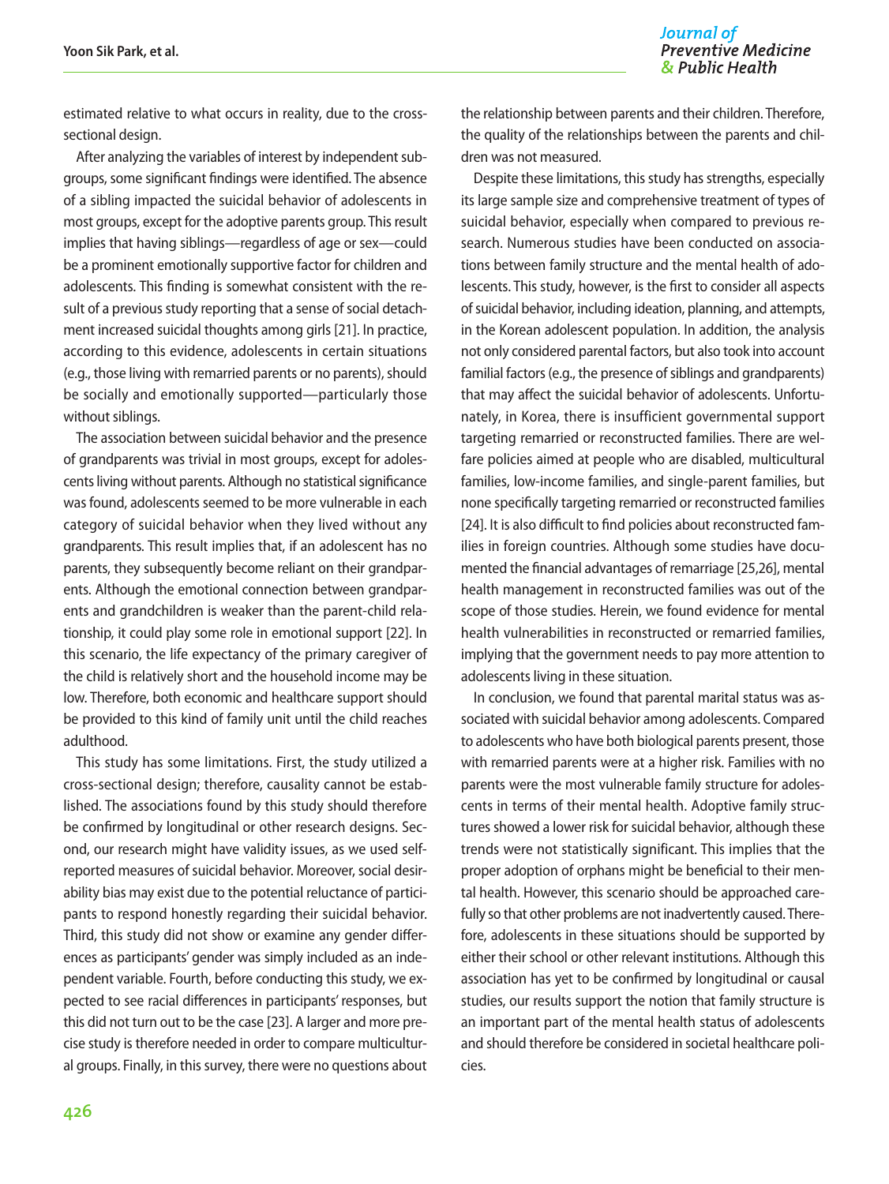estimated relative to what occurs in reality, due to the cross-sectional design.

After analyzing the variables of interest by independent subgroups, some significant findings were identified. The absence of a sibling impacted the suicidal behavior of adolescents in most groups, except for the adoptive parents group. This result implies that having siblings—regardless of age or sex—could be a prominent emotionally supportive factor for children and adolescents. This finding is somewhat consistent with the result of a previous study reporting that a sense of social detachment increased suicidal thoughts among girls [21]. In practice, according to this evidence, adolescents in certain situations (e.g., those living with remarried parents or no parents), should be socially and emotionally supported—particularly those without siblings.

The association between suicidal behavior and the presence of grandparents was trivial in most groups, except for adolescents living without parents. Although no statistical significance was found, adolescents seemed to be more vulnerable in each category of suicidal behavior when they lived without any grandparents. This result implies that, if an adolescent has no parents, they subsequently become reliant on their grandparents. Although the emotional connection between grandparents and grandchildren is weaker than the parent-child relationship, it could play some role in emotional support [22]. In this scenario, the life expectancy of the primary caregiver of the child is relatively short and the household income may be low. Therefore, both economic and healthcare support should be provided to this kind of family unit until the child reaches adulthood.

This study has some limitations. First, the study utilized a cross-sectional design; therefore, causality cannot be established. The associations found by this study should therefore be confirmed by longitudinal or other research designs. Second, our research might have validity issues, as we used self-reported measures of suicidal behavior. Moreover, social desirability bias may exist due to the potential reluctance of participants to respond honestly regarding their suicidal behavior. Third, this study did not show or examine any gender differences as participants' gender was simply included as an independent variable. Fourth, before conducting this study, we expected to see racial differences in participants' responses, but this did not turn out to be the case [23]. A larger and more precise study is therefore needed in order to compare multicultural groups. Finally, in this survey, there were no questions about the relationship between parents and their children. Therefore, the quality of the relationships between the parents and children was not measured.

Despite these limitations, this study has strengths, especially its large sample size and comprehensive treatment of types of suicidal behavior, especially when compared to previous research. Numerous studies have been conducted on associations between family structure and the mental health of adolescents. This study, however, is the first to consider all aspects of suicidal behavior, including ideation, planning, and attempts, in the Korean adolescent population. In addition, the analysis not only considered parental factors, but also took into account familial factors (e.g., the presence of siblings and grandparents) that may affect the suicidal behavior of adolescents. Unfortunately, in Korea, there is insufficient governmental support targeting remarried or reconstructed families. There are welfare policies aimed at people who are disabled, multicultural families, low-income families, and single-parent families, but none specifically targeting remarried or reconstructed families [24]. It is also difficult to find policies about reconstructed families in foreign countries. Although some studies have documented the financial advantages of remarriage [25,26], mental health management in reconstructed families was out of the scope of those studies. Herein, we found evidence for mental health vulnerabilities in reconstructed or remarried families, implying that the government needs to pay more attention to adolescents living in these situation.

In conclusion, we found that parental marital status was associated with suicidal behavior among adolescents. Compared to adolescents who have both biological parents present, those with remarried parents were at a higher risk. Families with no parents were the most vulnerable family structure for adolescents in terms of their mental health. Adoptive family structures showed a lower risk for suicidal behavior, although these trends were not statistically significant. This implies that the proper adoption of orphans might be beneficial to their mental health. However, this scenario should be approached carefully so that other problems are not inadvertently caused. Therefore, adolescents in these situations should be supported by either their school or other relevant institutions. Although this association has yet to be confirmed by longitudinal or causal studies, our results support the notion that family structure is an important part of the mental health status of adolescents and should therefore be considered in societal healthcare policies.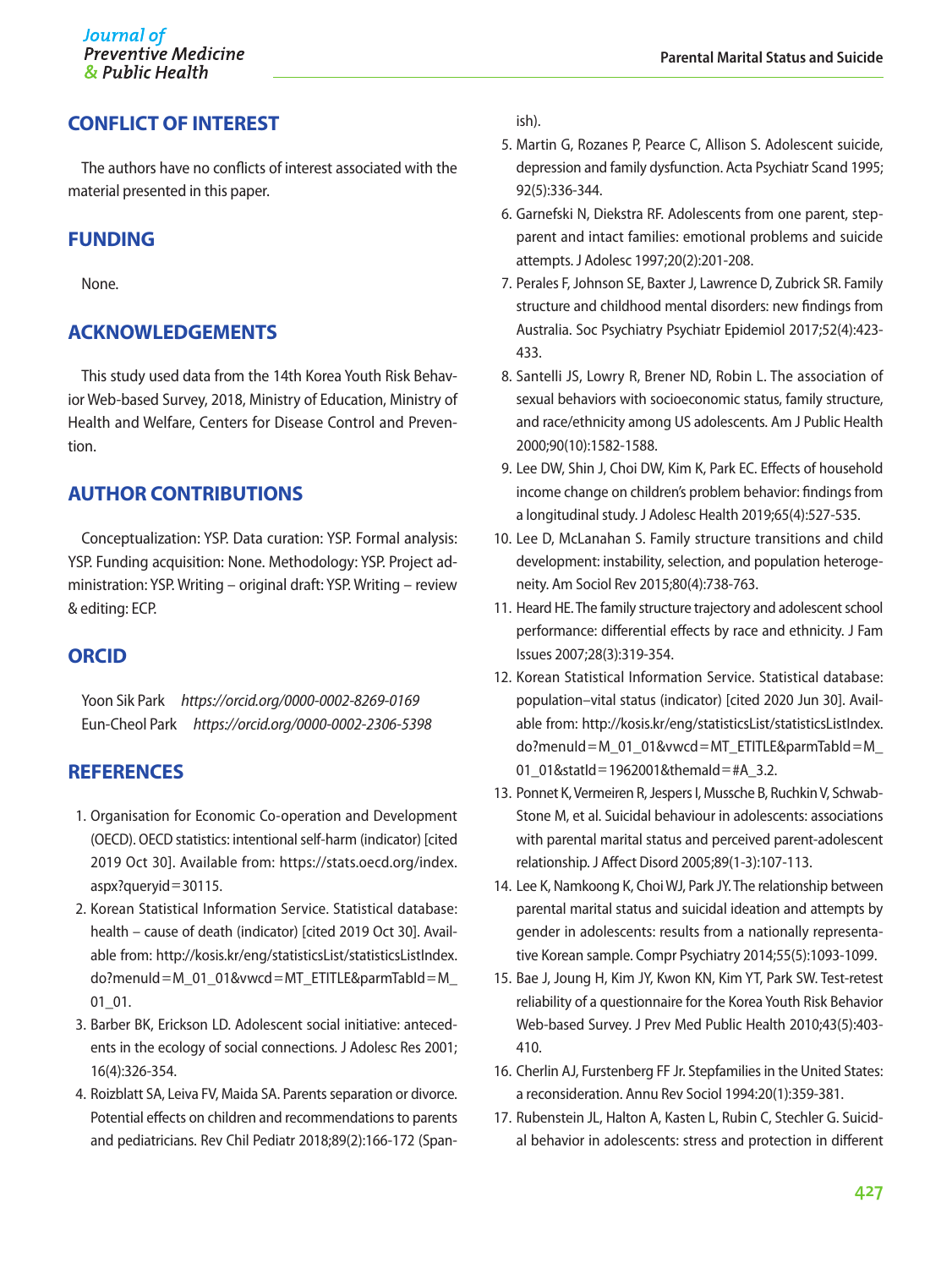## CONFLICT OF INTEREST

The authors have no conflicts of interest associated with the material presented in this paper.

## FUNDING

None.

## ACKNOWLEDGEMENTS

This study used data from the 14th Korea Youth Risk Behavior Web-based Survey, 2018, Ministry of Education, Ministry of Health and Welfare, Centers for Disease Control and Prevention.

## AUTHOR CONTRIBUTIONS

Conceptualization: YSP. Data curation: YSP. Formal analysis: YSP. Funding acquisition: None. Methodology: YSP. Project administration: YSP. Writing – original draft: YSP. Writing – review & editing: ECP.

## ORCID

Yoon Sik Park *https://orcid.org/0000-0002-8269-0169*
Eun-Cheol Park *https://orcid.org/0000-0002-2306-5398*

## REFERENCES

1. Organisation for Economic Co-operation and Development (OECD). OECD statistics: intentional self-harm (indicator) [cited 2019 Oct 30]. Available from: https://stats.oecd.org/index.aspx?queryid=30115.
2. Korean Statistical Information Service. Statistical database: health – cause of death (indicator) [cited 2019 Oct 30]. Available from: http://kosis.kr/eng/statisticsList/statisticsListIndex.do?menuId=M_01_01&vwcd=MT_ETITLE&parmTabId=M_01_01.
3. Barber BK, Erickson LD. Adolescent social initiative: antecedents in the ecology of social connections. J Adolesc Res 2001;16(4):326-354.
4. Roizblatt SA, Leiva FV, Maida SA. Parents separation or divorce. Potential effects on children and recommendations to parents and pediatricians. Rev Chil Pediatr 2018;89(2):166-172 (Spanish).
5. Martin G, Rozanes P, Pearce C, Allison S. Adolescent suicide, depression and family dysfunction. Acta Psychiatr Scand 1995;92(5):336-344.
6. Garnefski N, Diekstra RF. Adolescents from one parent, stepparent and intact families: emotional problems and suicide attempts. J Adolesc 1997;20(2):201-208.
7. Perales F, Johnson SE, Baxter J, Lawrence D, Zubrick SR. Family structure and childhood mental disorders: new findings from Australia. Soc Psychiatry Psychiatr Epidemiol 2017;52(4):423-433.
8. Santelli JS, Lowry R, Brener ND, Robin L. The association of sexual behaviors with socioeconomic status, family structure, and race/ethnicity among US adolescents. Am J Public Health 2000;90(10):1582-1588.
9. Lee DW, Shin J, Choi DW, Kim K, Park EC. Effects of household income change on children's problem behavior: findings from a longitudinal study. J Adolesc Health 2019;65(4):527-535.
10. Lee D, McLanahan S. Family structure transitions and child development: instability, selection, and population heterogeneity. Am Sociol Rev 2015;80(4):738-763.
11. Heard HE. The family structure trajectory and adolescent school performance: differential effects by race and ethnicity. J Fam Issues 2007;28(3):319-354.
12. Korean Statistical Information Service. Statistical database: population–vital status (indicator) [cited 2020 Jun 30]. Available from: http://kosis.kr/eng/statisticsList/statisticsListIndex.do?menuId=M_01_01&vwcd=MT_ETITLE&parmTabId=M_01_01&statId=1962001&themaId=#A_3.2.
13. Ponnet K, Vermeiren R, Jespers I, Mussche B, Ruchkin V, Schwab-Stone M, et al. Suicidal behaviour in adolescents: associations with parental marital status and perceived parent-adolescent relationship. J Affect Disord 2005;89(1-3):107-113.
14. Lee K, Namkoong K, Choi WJ, Park JY. The relationship between parental marital status and suicidal ideation and attempts by gender in adolescents: results from a nationally representative Korean sample. Compr Psychiatry 2014;55(5):1093-1099.
15. Bae J, Joung H, Kim JY, Kwon KN, Kim YT, Park SW. Test-retest reliability of a questionnaire for the Korea Youth Risk Behavior Web-based Survey. J Prev Med Public Health 2010;43(5):403-410.
16. Cherlin AJ, Furstenberg FF Jr. Stepfamilies in the United States: a reconsideration. Annu Rev Sociol 1994:20(1):359-381.
17. Rubenstein JL, Halton A, Kasten L, Rubin C, Stechler G. Suicidal behavior in adolescents: stress and protection in different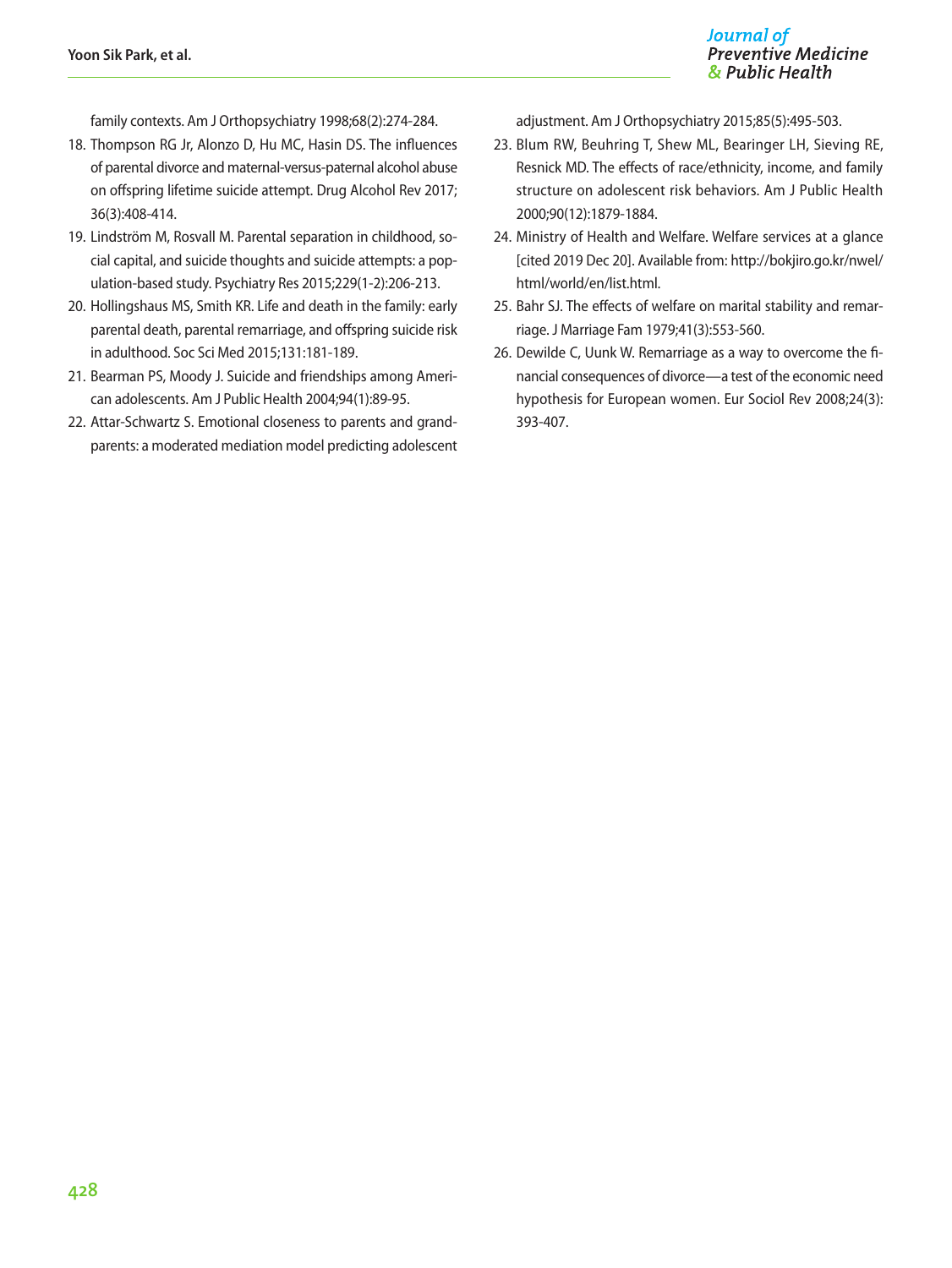family contexts. Am J Orthopsychiatry 1998;68(2):274-284.

18. Thompson RG Jr, Alonzo D, Hu MC, Hasin DS. The influences of parental divorce and maternal-versus-paternal alcohol abuse on offspring lifetime suicide attempt. Drug Alcohol Rev 2017;36(3):408-414.
19. Lindström M, Rosvall M. Parental separation in childhood, social capital, and suicide thoughts and suicide attempts: a population-based study. Psychiatry Res 2015;229(1-2):206-213.
20. Hollingshaus MS, Smith KR. Life and death in the family: early parental death, parental remarriage, and offspring suicide risk in adulthood. Soc Sci Med 2015;131:181-189.
21. Bearman PS, Moody J. Suicide and friendships among American adolescents. Am J Public Health 2004;94(1):89-95.
22. Attar-Schwartz S. Emotional closeness to parents and grandparents: a moderated mediation model predicting adolescent adjustment. Am J Orthopsychiatry 2015;85(5):495-503.
23. Blum RW, Beuhring T, Shew ML, Bearinger LH, Sieving RE, Resnick MD. The effects of race/ethnicity, income, and family structure on adolescent risk behaviors. Am J Public Health 2000;90(12):1879-1884.
24. Ministry of Health and Welfare. Welfare services at a glance [cited 2019 Dec 20]. Available from: http://bokjiro.go.kr/nwel/html/world/en/list.html.
25. Bahr SJ. The effects of welfare on marital stability and remarriage. J Marriage Fam 1979;41(3):553-560.
26. Dewilde C, Uunk W. Remarriage as a way to overcome the financial consequences of divorce—a test of the economic need hypothesis for European women. Eur Sociol Rev 2008;24(3):393-407.